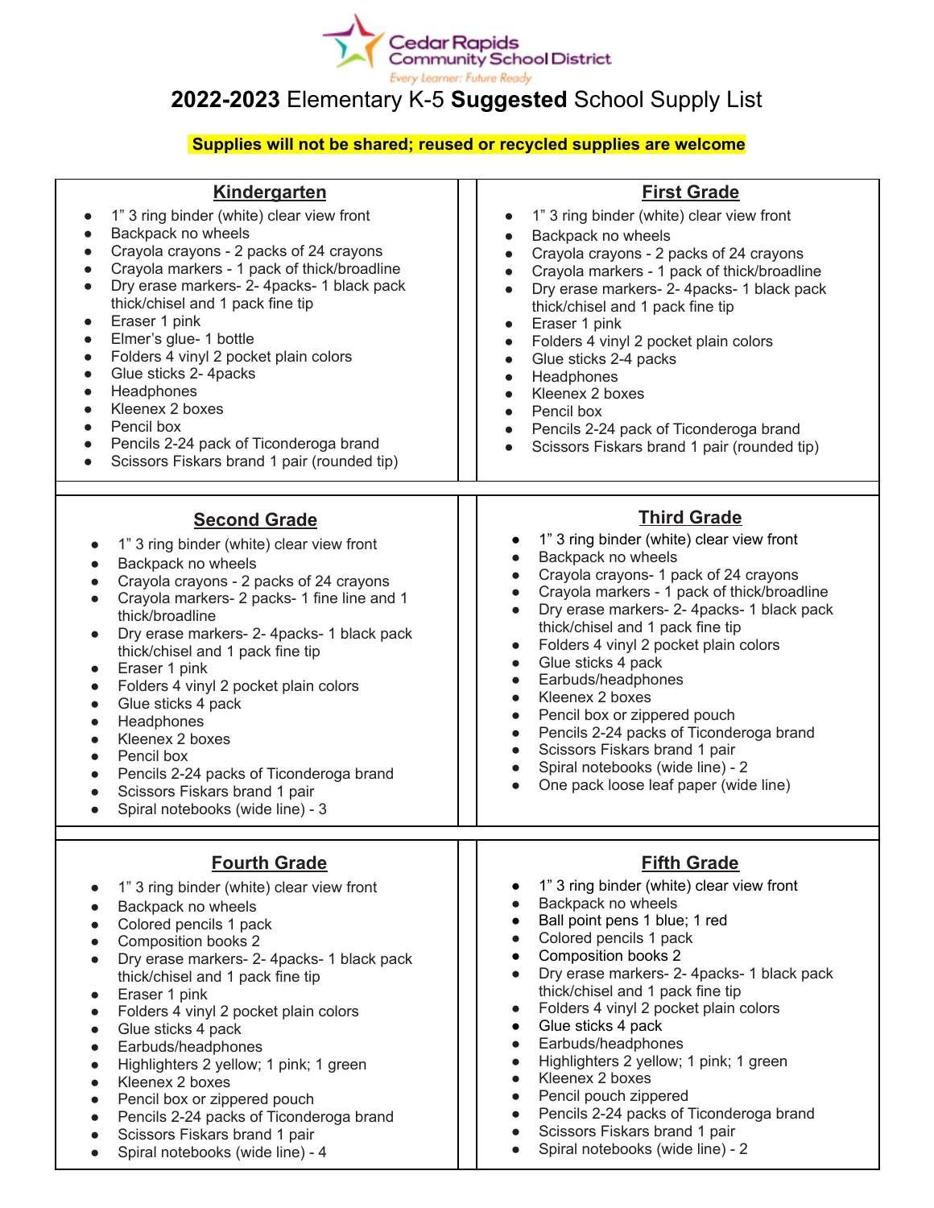Cedar Rapids Community School District

*Every Learner: Future Ready*

# **2022-2023** Elementary K-5 **Suggested** School Supply List

**Supplies will not be shared; reused or recycled supplies are welcome**

## Kindergarten

- 1” 3 ring binder (white) clear view front
- Backpack no wheels
- Crayola crayons - 2 packs of 24 crayons
- Crayola markers - 1 pack of thick/broadline
- Dry erase markers- 2- 4packs- 1 black pack thick/chisel and 1 pack fine tip
- Eraser 1 pink
- Elmer’s glue- 1 bottle
- Folders 4 vinyl 2 pocket plain colors
- Glue sticks 2- 4packs
- Headphones
- Kleenex 2 boxes
- Pencil box
- Pencils 2-24 pack of Ticonderoga brand
- Scissors Fiskars brand 1 pair (rounded tip)

## First Grade

- 1” 3 ring binder (white) clear view front
- Backpack no wheels
- Crayola crayons - 2 packs of 24 crayons
- Crayola markers - 1 pack of thick/broadline
- Dry erase markers- 2- 4packs- 1 black pack thick/chisel and 1 pack fine tip
- Eraser 1 pink
- Folders 4 vinyl 2 pocket plain colors
- Glue sticks 2-4 packs
- Headphones
- Kleenex 2 boxes
- Pencil box
- Pencils 2-24 pack of Ticonderoga brand
- Scissors Fiskars brand 1 pair (rounded tip)

## Second Grade

- 1” 3 ring binder (white) clear view front
- Backpack no wheels
- Crayola crayons - 2 packs of 24 crayons
- Crayola markers- 2 packs- 1 fine line and 1 thick/broadline
- Dry erase markers- 2- 4packs- 1 black pack thick/chisel and 1 pack fine tip
- Eraser 1 pink
- Folders 4 vinyl 2 pocket plain colors
- Glue sticks 4 pack
- Headphones
- Kleenex 2 boxes
- Pencil box
- Pencils 2-24 packs of Ticonderoga brand
- Scissors Fiskars brand 1 pair
- Spiral notebooks (wide line) - 3

## Third Grade

- 1” 3 ring binder (white) clear view front
- Backpack no wheels
- Crayola crayons- 1 pack of 24 crayons
- Crayola markers - 1 pack of thick/broadline
- Dry erase markers- 2- 4packs- 1 black pack thick/chisel and 1 pack fine tip
- Folders 4 vinyl 2 pocket plain colors
- Glue sticks 4 pack
- Earbuds/headphones
- Kleenex 2 boxes
- Pencil box or zippered pouch
- Pencils 2-24 packs of Ticonderoga brand
- Scissors Fiskars brand 1 pair
- Spiral notebooks (wide line) - 2
- One pack loose leaf paper (wide line)

## Fourth Grade

- 1” 3 ring binder (white) clear view front
- Backpack no wheels
- Colored pencils 1 pack
- Composition books 2
- Dry erase markers- 2- 4packs- 1 black pack thick/chisel and 1 pack fine tip
- Eraser 1 pink
- Folders 4 vinyl 2 pocket plain colors
- Glue sticks 4 pack
- Earbuds/headphones
- Highlighters 2 yellow; 1 pink; 1 green
- Kleenex 2 boxes
- Pencil box or zippered pouch
- Pencils 2-24 packs of Ticonderoga brand
- Scissors Fiskars brand 1 pair
- Spiral notebooks (wide line) - 4

## Fifth Grade

- 1” 3 ring binder (white) clear view front
- Backpack no wheels
- Ball point pens 1 blue; 1 red
- Colored pencils 1 pack
- Composition books 2
- Dry erase markers- 2- 4packs- 1 black pack thick/chisel and 1 pack fine tip
- Folders 4 vinyl 2 pocket plain colors
- Glue sticks 4 pack
- Earbuds/headphones
- Highlighters 2 yellow; 1 pink; 1 green
- Kleenex 2 boxes
- Pencil pouch zippered
- Pencils 2-24 packs of Ticonderoga brand
- Scissors Fiskars brand 1 pair
- Spiral notebooks (wide line) - 2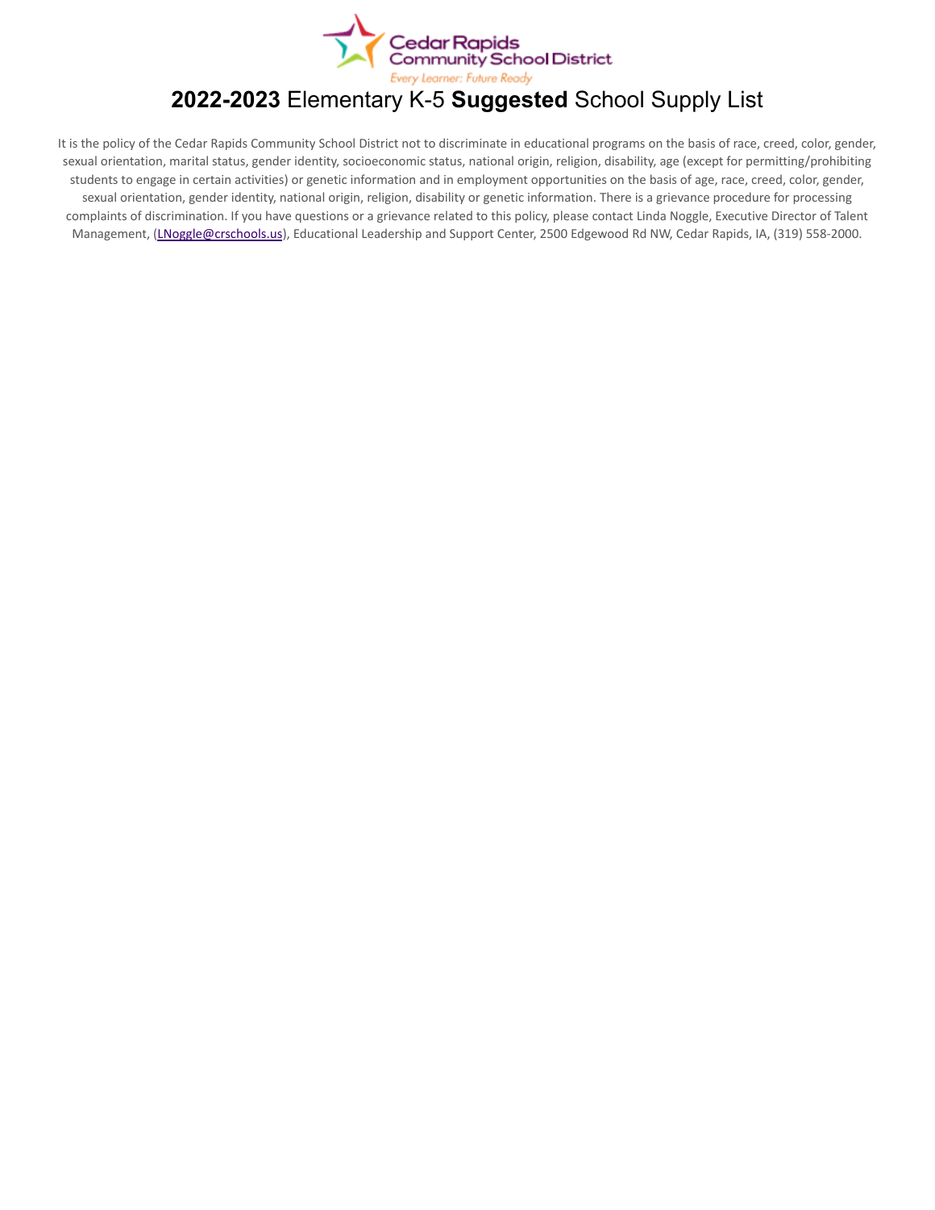Cedar Rapids Community School District

Every Learner: Future Ready

# **2022-2023** Elementary K-5 **Suggested** School Supply List

It is the policy of the Cedar Rapids Community School District not to discriminate in educational programs on the basis of race, creed, color, gender, sexual orientation, marital status, gender identity, socioeconomic status, national origin, religion, disability, age (except for permitting/prohibiting students to engage in certain activities) or genetic information and in employment opportunities on the basis of age, race, creed, color, gender, sexual orientation, gender identity, national origin, religion, disability or genetic information. There is a grievance procedure for processing complaints of discrimination. If you have questions or a grievance related to this policy, please contact Linda Noggle, Executive Director of Talent Management, (LNoggle@crschools.us), Educational Leadership and Support Center, 2500 Edgewood Rd NW, Cedar Rapids, IA, (319) 558-2000.